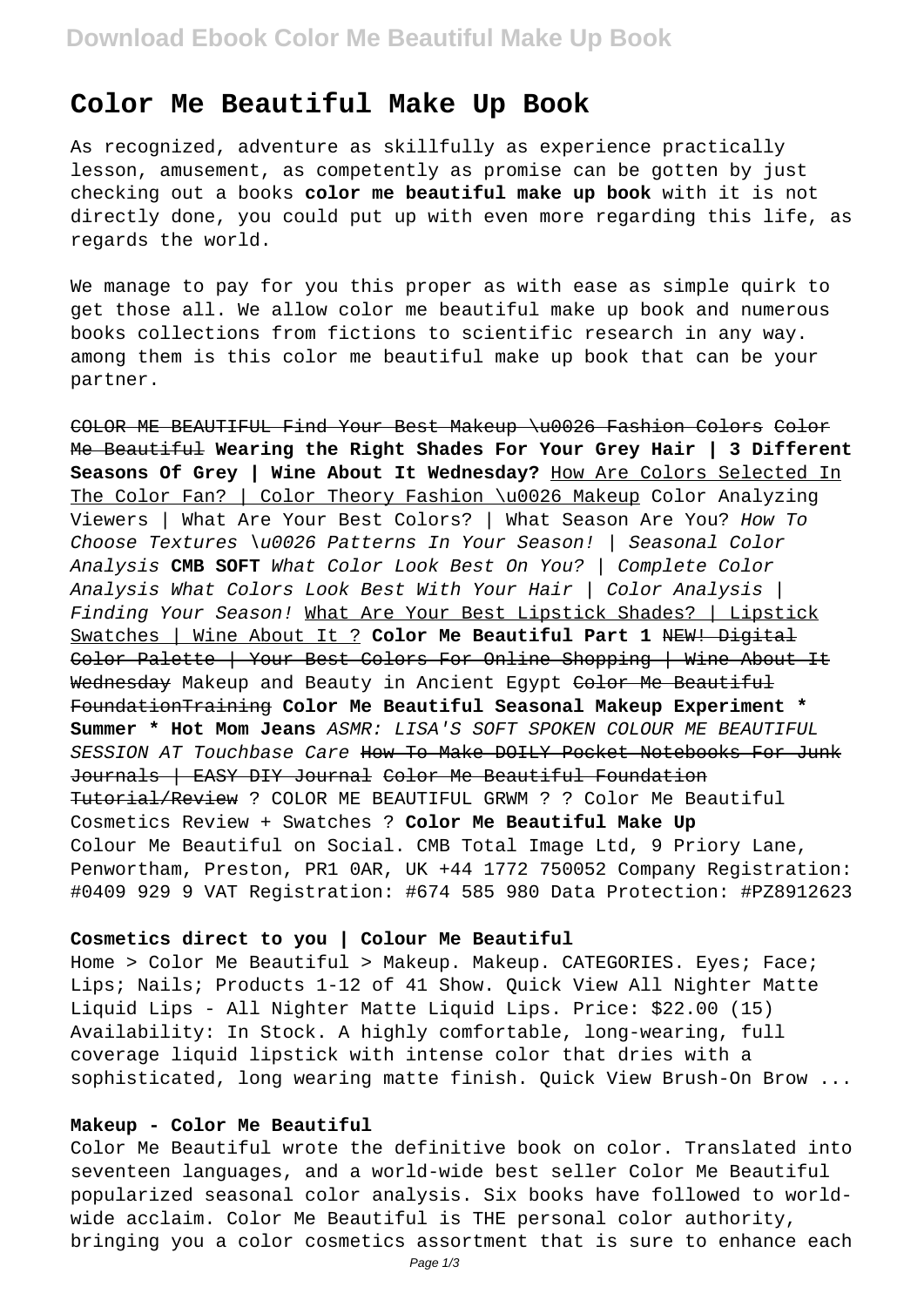# Color Me Beautiful Make Up Book

As recognized, adventure as skillfully as experience practically lesson, amusement, as competently as promise can be gotten by just checking out a books **color me beautiful make up book** with it is not directly done, you could put up with even more regarding this life, as regards the world.

We manage to pay for you this proper as with ease as simple quirk to get those all. We allow color me beautiful make up book and numerous books collections from fictions to scientific research in any way. among them is this color me beautiful make up book that can be your partner.

~~COLOR ME BEAUTIFUL Find Your Best Makeup \u0026 Fashion Colors~~ ~~Color Me Beautiful~~ **Wearing the Right Shades For Your Grey Hair | 3 Different Seasons Of Grey | Wine About It Wednesday?** How Are Colors Selected In The Color Fan? | Color Theory Fashion \u0026 Makeup Color Analyzing Viewers | What Are Your Best Colors? | What Season Are You? *How To Choose Textures \u0026 Patterns In Your Season! | Seasonal Color Analysis* **CMB SOFT** *What Color Look Best On You? | Complete Color Analysis What Colors Look Best With Your Hair | Color Analysis | Finding Your Season!* What Are Your Best Lipstick Shades? | Lipstick Swatches | Wine About It ? **Color Me Beautiful Part 1** ~~NEW! Digital Color Palette | Your Best Colors For Online Shopping | Wine About It Wednesday~~ Makeup and Beauty in Ancient Egypt ~~Color Me Beautiful FoundationTraining~~ **Color Me Beautiful Seasonal Makeup Experiment * Summer * Hot Mom Jeans** *ASMR: LISA'S SOFT SPOKEN COLOUR ME BEAUTIFUL SESSION AT Touchbase Care* ~~How To Make DOILY Pocket Notebooks For Junk Journals | EASY DIY Journal~~ ~~Color Me Beautiful Foundation Tutorial/Review~~ ? COLOR ME BEAUTIFUL GRWM ? ? Color Me Beautiful Cosmetics Review + Swatches ? **Color Me Beautiful Make Up**

Colour Me Beautiful on Social. CMB Total Image Ltd, 9 Priory Lane, Penwortham, Preston, PR1 0AR, UK +44 1772 750052 Company Registration: #0409 929 9 VAT Registration: #674 585 980 Data Protection: #PZ8912623

## Cosmetics direct to you | Colour Me Beautiful

Home > Color Me Beautiful > Makeup. Makeup. CATEGORIES. Eyes; Face; Lips; Nails; Products 1-12 of 41 Show. Quick View All Nighter Matte Liquid Lips - All Nighter Matte Liquid Lips. Price: $22.00 (15) Availability: In Stock. A highly comfortable, long-wearing, full coverage liquid lipstick with intense color that dries with a sophisticated, long wearing matte finish. Quick View Brush-On Brow ...

## Makeup - Color Me Beautiful

Color Me Beautiful wrote the definitive book on color. Translated into seventeen languages, and a world-wide best seller Color Me Beautiful popularized seasonal color analysis. Six books have followed to world-wide acclaim. Color Me Beautiful is THE personal color authority, bringing you a color cosmetics assortment that is sure to enhance each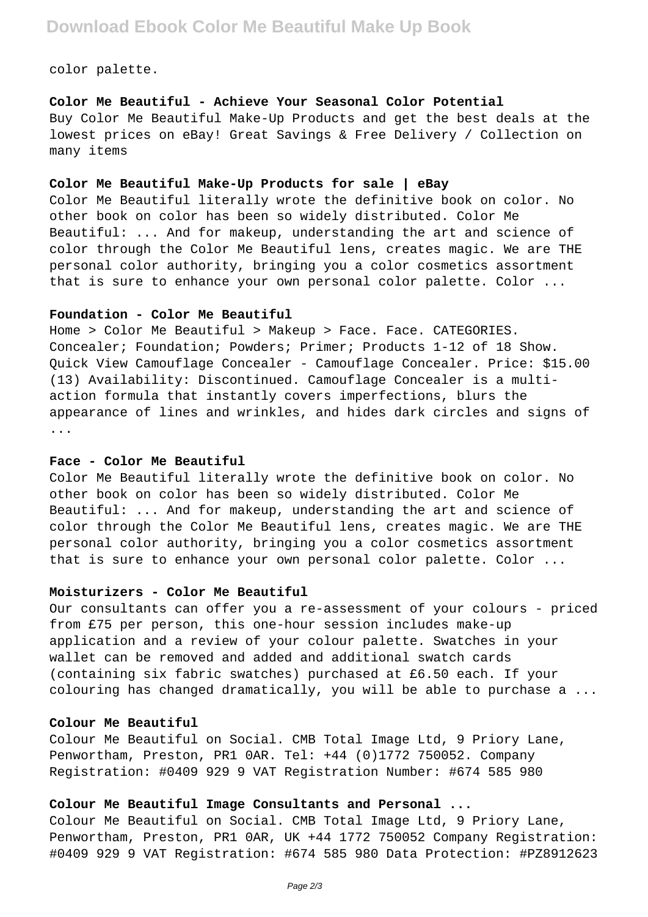color palette.

**Color Me Beautiful - Achieve Your Seasonal Color Potential**

Buy Color Me Beautiful Make-Up Products and get the best deals at the lowest prices on eBay! Great Savings & Free Delivery / Collection on many items

**Color Me Beautiful Make-Up Products for sale | eBay**

Color Me Beautiful literally wrote the definitive book on color. No other book on color has been so widely distributed. Color Me Beautiful: ... And for makeup, understanding the art and science of color through the Color Me Beautiful lens, creates magic. We are THE personal color authority, bringing you a color cosmetics assortment that is sure to enhance your own personal color palette. Color ...

**Foundation - Color Me Beautiful**

Home > Color Me Beautiful > Makeup > Face. Face. CATEGORIES. Concealer; Foundation; Powders; Primer; Products 1-12 of 18 Show. Quick View Camouflage Concealer - Camouflage Concealer. Price: $15.00 (13) Availability: Discontinued. Camouflage Concealer is a multi-action formula that instantly covers imperfections, blurs the appearance of lines and wrinkles, and hides dark circles and signs of ...

**Face - Color Me Beautiful**

Color Me Beautiful literally wrote the definitive book on color. No other book on color has been so widely distributed. Color Me Beautiful: ... And for makeup, understanding the art and science of color through the Color Me Beautiful lens, creates magic. We are THE personal color authority, bringing you a color cosmetics assortment that is sure to enhance your own personal color palette. Color ...

**Moisturizers - Color Me Beautiful**

Our consultants can offer you a re-assessment of your colours - priced from £75 per person, this one-hour session includes make-up application and a review of your colour palette. Swatches in your wallet can be removed and added and additional swatch cards (containing six fabric swatches) purchased at £6.50 each. If your colouring has changed dramatically, you will be able to purchase a ...

**Colour Me Beautiful**

Colour Me Beautiful on Social. CMB Total Image Ltd, 9 Priory Lane, Penwortham, Preston, PR1 0AR. Tel: +44 (0)1772 750052. Company Registration: #0409 929 9 VAT Registration Number: #674 585 980

**Colour Me Beautiful Image Consultants and Personal ...**

Colour Me Beautiful on Social. CMB Total Image Ltd, 9 Priory Lane, Penwortham, Preston, PR1 0AR, UK +44 1772 750052 Company Registration: #0409 929 9 VAT Registration: #674 585 980 Data Protection: #PZ8912623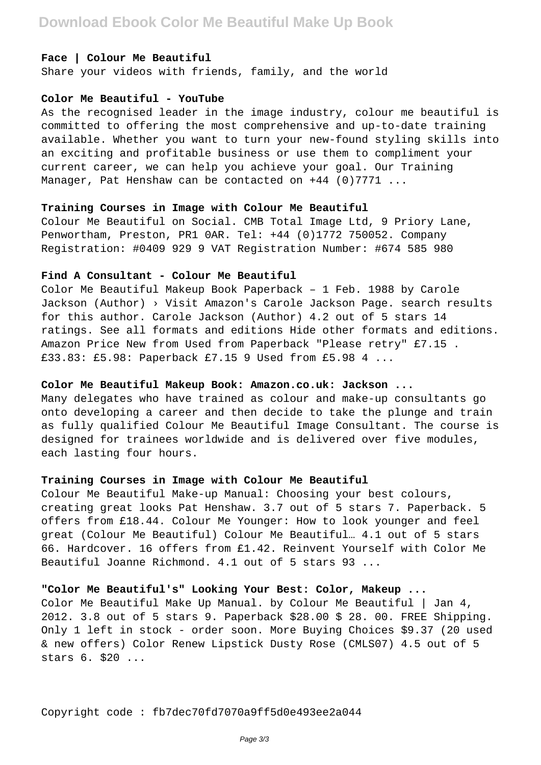**Face | Colour Me Beautiful**

Share your videos with friends, family, and the world

**Color Me Beautiful - YouTube**

As the recognised leader in the image industry, colour me beautiful is committed to offering the most comprehensive and up-to-date training available. Whether you want to turn your new-found styling skills into an exciting and profitable business or use them to compliment your current career, we can help you achieve your goal. Our Training Manager, Pat Henshaw can be contacted on +44 (0)7771 ...

**Training Courses in Image with Colour Me Beautiful**

Colour Me Beautiful on Social. CMB Total Image Ltd, 9 Priory Lane, Penwortham, Preston, PR1 0AR. Tel: +44 (0)1772 750052. Company Registration: #0409 929 9 VAT Registration Number: #674 585 980

**Find A Consultant - Colour Me Beautiful**

Color Me Beautiful Makeup Book Paperback – 1 Feb. 1988 by Carole Jackson (Author) › Visit Amazon's Carole Jackson Page. search results for this author. Carole Jackson (Author) 4.2 out of 5 stars 14 ratings. See all formats and editions Hide other formats and editions. Amazon Price New from Used from Paperback "Please retry" £7.15 . £33.83: £5.98: Paperback £7.15 9 Used from £5.98 4 ...

**Color Me Beautiful Makeup Book: Amazon.co.uk: Jackson ...**

Many delegates who have trained as colour and make-up consultants go onto developing a career and then decide to take the plunge and train as fully qualified Colour Me Beautiful Image Consultant. The course is designed for trainees worldwide and is delivered over five modules, each lasting four hours.

**Training Courses in Image with Colour Me Beautiful**

Colour Me Beautiful Make-up Manual: Choosing your best colours, creating great looks Pat Henshaw. 3.7 out of 5 stars 7. Paperback. 5 offers from £18.44. Colour Me Younger: How to look younger and feel great (Colour Me Beautiful) Colour Me Beautiful… 4.1 out of 5 stars 66. Hardcover. 16 offers from £1.42. Reinvent Yourself with Color Me Beautiful Joanne Richmond. 4.1 out of 5 stars 93 ...

**"Color Me Beautiful's" Looking Your Best: Color, Makeup ...**

Color Me Beautiful Make Up Manual. by Colour Me Beautiful | Jan 4, 2012. 3.8 out of 5 stars 9. Paperback $28.00 $ 28. 00. FREE Shipping. Only 1 left in stock - order soon. More Buying Choices $9.37 (20 used & new offers) Color Renew Lipstick Dusty Rose (CMLS07) 4.5 out of 5 stars 6. $20 ...

Copyright code : fb7dec70fd7070a9ff5d0e493ee2a044